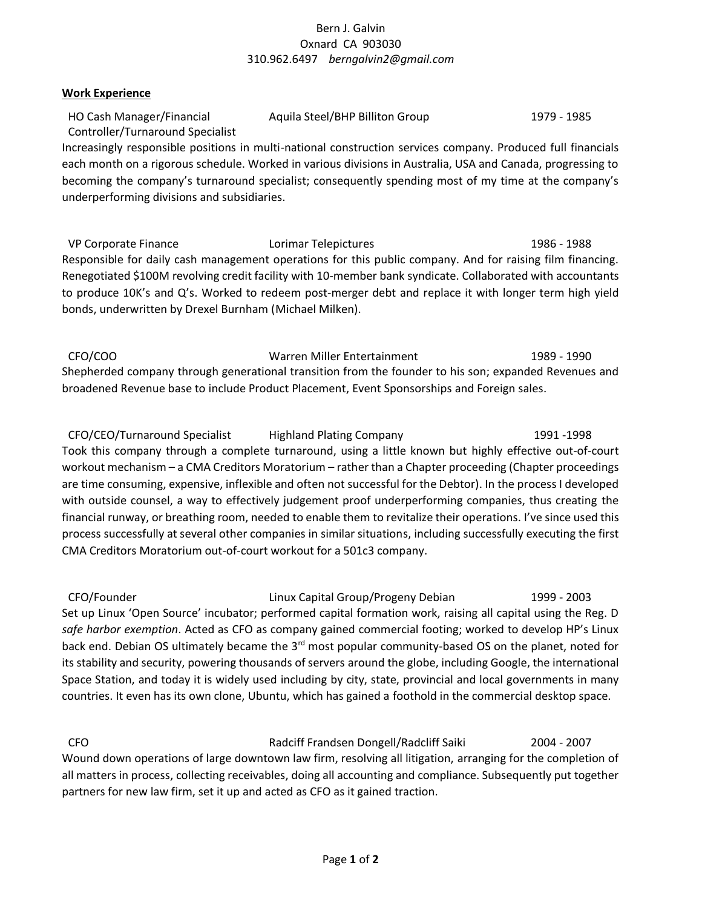Bern J. Galvin
Oxnard CA 903030
310.962.6497 *berngalvin2@gmail.com*

**Work Experience**

HO Cash Manager/Financial Controller/Turnaround Specialist — Aquila Steel/BHP Billiton Group — 1979 - 1985

Increasingly responsible positions in multi-national construction services company. Produced full financials each month on a rigorous schedule. Worked in various divisions in Australia, USA and Canada, progressing to becoming the company's turnaround specialist; consequently spending most of my time at the company's underperforming divisions and subsidiaries.

VP Corporate Finance — Lorimar Telepictures — 1986 - 1988

Responsible for daily cash management operations for this public company. And for raising film financing. Renegotiated $100M revolving credit facility with 10-member bank syndicate. Collaborated with accountants to produce 10K's and Q's. Worked to redeem post-merger debt and replace it with longer term high yield bonds, underwritten by Drexel Burnham (Michael Milken).

CFO/COO — Warren Miller Entertainment — 1989 - 1990

Shepherded company through generational transition from the founder to his son; expanded Revenues and broadened Revenue base to include Product Placement, Event Sponsorships and Foreign sales.

CFO/CEO/Turnaround Specialist — Highland Plating Company — 1991 -1998

Took this company through a complete turnaround, using a little known but highly effective out-of-court workout mechanism – a CMA Creditors Moratorium – rather than a Chapter proceeding (Chapter proceedings are time consuming, expensive, inflexible and often not successful for the Debtor). In the process I developed with outside counsel, a way to effectively judgement proof underperforming companies, thus creating the financial runway, or breathing room, needed to enable them to revitalize their operations. I've since used this process successfully at several other companies in similar situations, including successfully executing the first CMA Creditors Moratorium out-of-court workout for a 501c3 company.

CFO/Founder — Linux Capital Group/Progeny Debian — 1999 - 2003

Set up Linux 'Open Source' incubator; performed capital formation work, raising all capital using the Reg. D *safe harbor exemption*. Acted as CFO as company gained commercial footing; worked to develop HP's Linux back end. Debian OS ultimately became the 3rd most popular community-based OS on the planet, noted for its stability and security, powering thousands of servers around the globe, including Google, the international Space Station, and today it is widely used including by city, state, provincial and local governments in many countries. It even has its own clone, Ubuntu, which has gained a foothold in the commercial desktop space.

CFO — Radcliff Frandsen Dongell/Radcliff Saiki — 2004 - 2007

Wound down operations of large downtown law firm, resolving all litigation, arranging for the completion of all matters in process, collecting receivables, doing all accounting and compliance. Subsequently put together partners for new law firm, set it up and acted as CFO as it gained traction.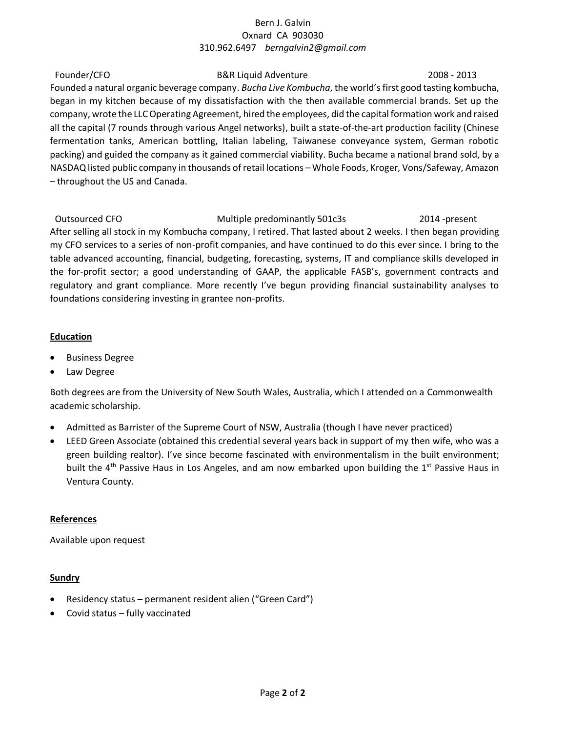Bern J. Galvin
Oxnard CA 903030
310.962.6497 *berngalvin2@gmail.com*

Founder/CFO | B&R Liquid Adventure | 2008 - 2013

Founded a natural organic beverage company. *Bucha Live Kombucha*, the world's first good tasting kombucha, began in my kitchen because of my dissatisfaction with the then available commercial brands. Set up the company, wrote the LLC Operating Agreement, hired the employees, did the capital formation work and raised all the capital (7 rounds through various Angel networks), built a state-of-the-art production facility (Chinese fermentation tanks, American bottling, Italian labeling, Taiwanese conveyance system, German robotic packing) and guided the company as it gained commercial viability. Bucha became a national brand sold, by a NASDAQ listed public company in thousands of retail locations – Whole Foods, Kroger, Vons/Safeway, Amazon – throughout the US and Canada.

Outsourced CFO | Multiple predominantly 501c3s | 2014 -present

After selling all stock in my Kombucha company, I retired. That lasted about 2 weeks. I then began providing my CFO services to a series of non-profit companies, and have continued to do this ever since. I bring to the table advanced accounting, financial, budgeting, forecasting, systems, IT and compliance skills developed in the for-profit sector; a good understanding of GAAP, the applicable FASB's, government contracts and regulatory and grant compliance. More recently I've begun providing financial sustainability analyses to foundations considering investing in grantee non-profits.

## Education

- Business Degree
- Law Degree

Both degrees are from the University of New South Wales, Australia, which I attended on a Commonwealth academic scholarship.

- Admitted as Barrister of the Supreme Court of NSW, Australia (though I have never practiced)
- LEED Green Associate (obtained this credential several years back in support of my then wife, who was a green building realtor). I've since become fascinated with environmentalism in the built environment; built the 4th Passive Haus in Los Angeles, and am now embarked upon building the 1st Passive Haus in Ventura County.

## References

Available upon request

## Sundry

- Residency status – permanent resident alien ("Green Card")
- Covid status – fully vaccinated